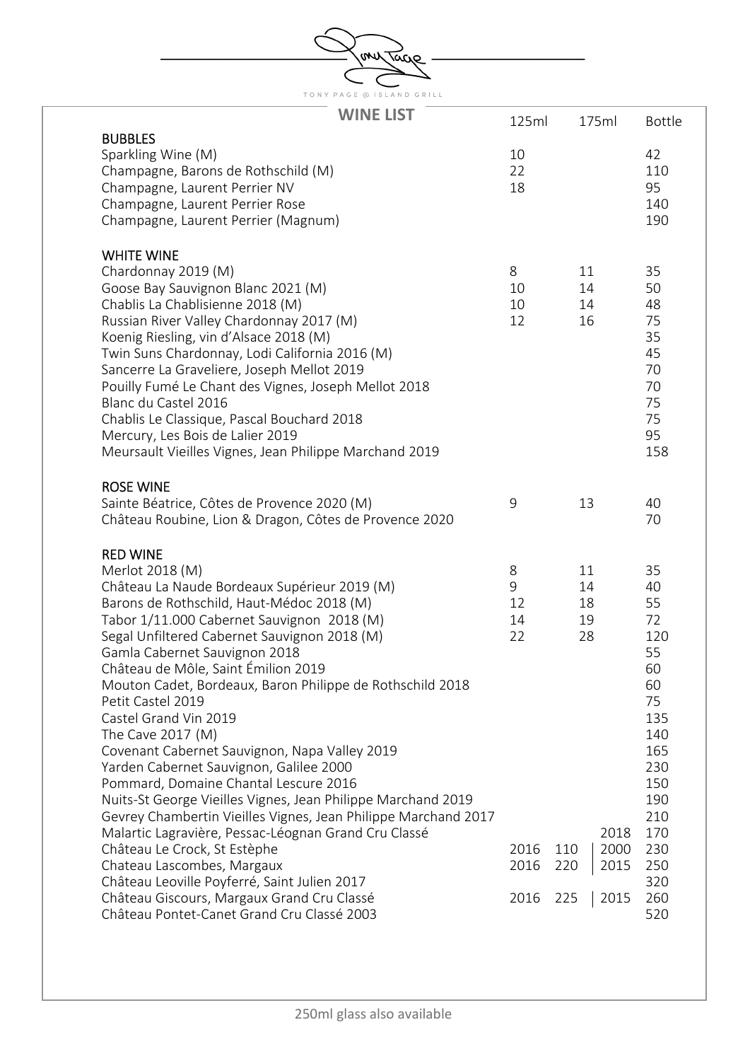TONY PAGE @ ISLAND GRILL

# WINE LIST

| | 125ml | 175ml | Bottle |
|---|---|---|---|
| **BUBBLES** | | | |
| Sparkling Wine (M) | 10 | | 42 |
| Champagne, Barons de Rothschild (M) | 22 | | 110 |
| Champagne, Laurent Perrier NV | 18 | | 95 |
| Champagne, Laurent Perrier Rose | | | 140 |
| Champagne, Laurent Perrier (Magnum) | | | 190 |
| **WHITE WINE** | | | |
| Chardonnay 2019 (M) | 8 | 11 | 35 |
| Goose Bay Sauvignon Blanc 2021 (M) | 10 | 14 | 50 |
| Chablis La Chablisienne 2018 (M) | 10 | 14 | 48 |
| Russian River Valley Chardonnay 2017 (M) | 12 | 16 | 75 |
| Koenig Riesling, vin d'Alsace 2018 (M) | | | 35 |
| Twin Suns Chardonnay, Lodi California 2016 (M) | | | 45 |
| Sancerre La Graveliere, Joseph Mellot 2019 | | | 70 |
| Pouilly Fumé Le Chant des Vignes, Joseph Mellot 2018 | | | 70 |
| Blanc du Castel 2016 | | | 75 |
| Chablis Le Classique, Pascal Bouchard 2018 | | | 75 |
| Mercury, Les Bois de Lalier 2019 | | | 95 |
| Meursault Vieilles Vignes, Jean Philippe Marchand 2019 | | | 158 |
| **ROSE WINE** | | | |
| Sainte Béatrice, Côtes de Provence 2020 (M) | 9 | 13 | 40 |
| Château Roubine, Lion & Dragon, Côtes de Provence 2020 | | | 70 |
| **RED WINE** | | | |
| Merlot 2018 (M) | 8 | 11 | 35 |
| Château La Naude Bordeaux Supérieur 2019 (M) | 9 | 14 | 40 |
| Barons de Rothschild, Haut-Médoc 2018 (M) | 12 | 18 | 55 |
| Tabor 1/11.000 Cabernet Sauvignon 2018 (M) | 14 | 19 | 72 |
| Segal Unfiltered Cabernet Sauvignon 2018 (M) | 22 | 28 | 120 |
| Gamla Cabernet Sauvignon 2018 | | | 55 |
| Château de Môle, Saint Émilion 2019 | | | 60 |
| Mouton Cadet, Bordeaux, Baron Philippe de Rothschild 2018 | | | 60 |
| Petit Castel 2019 | | | 75 |
| Castel Grand Vin 2019 | | | 135 |
| The Cave 2017 (M) | | | 140 |
| Covenant Cabernet Sauvignon, Napa Valley 2019 | | | 165 |
| Yarden Cabernet Sauvignon, Galilee 2000 | | | 230 |
| Pommard, Domaine Chantal Lescure 2016 | | | 150 |
| Nuits-St George Vieilles Vignes, Jean Philippe Marchand 2019 | | | 190 |
| Gevrey Chambertin Vieilles Vignes, Jean Philippe Marchand 2017 | | | 210 |
| Malartic Lagravière, Pessac-Léognan Grand Cru Classé | | 2018 | 170 |
| Château Le Crock, St Estèphe | 2016 110 | 2000 | 230 |
| Chateau Lascombes, Margaux | 2016 220 | 2015 | 250 |
| Château Leoville Poyferré, Saint Julien 2017 | | | 320 |
| Château Giscours, Margaux Grand Cru Classé | 2016 225 | 2015 | 260 |
| Château Pontet-Canet Grand Cru Classé 2003 | | | 520 |

250ml glass also available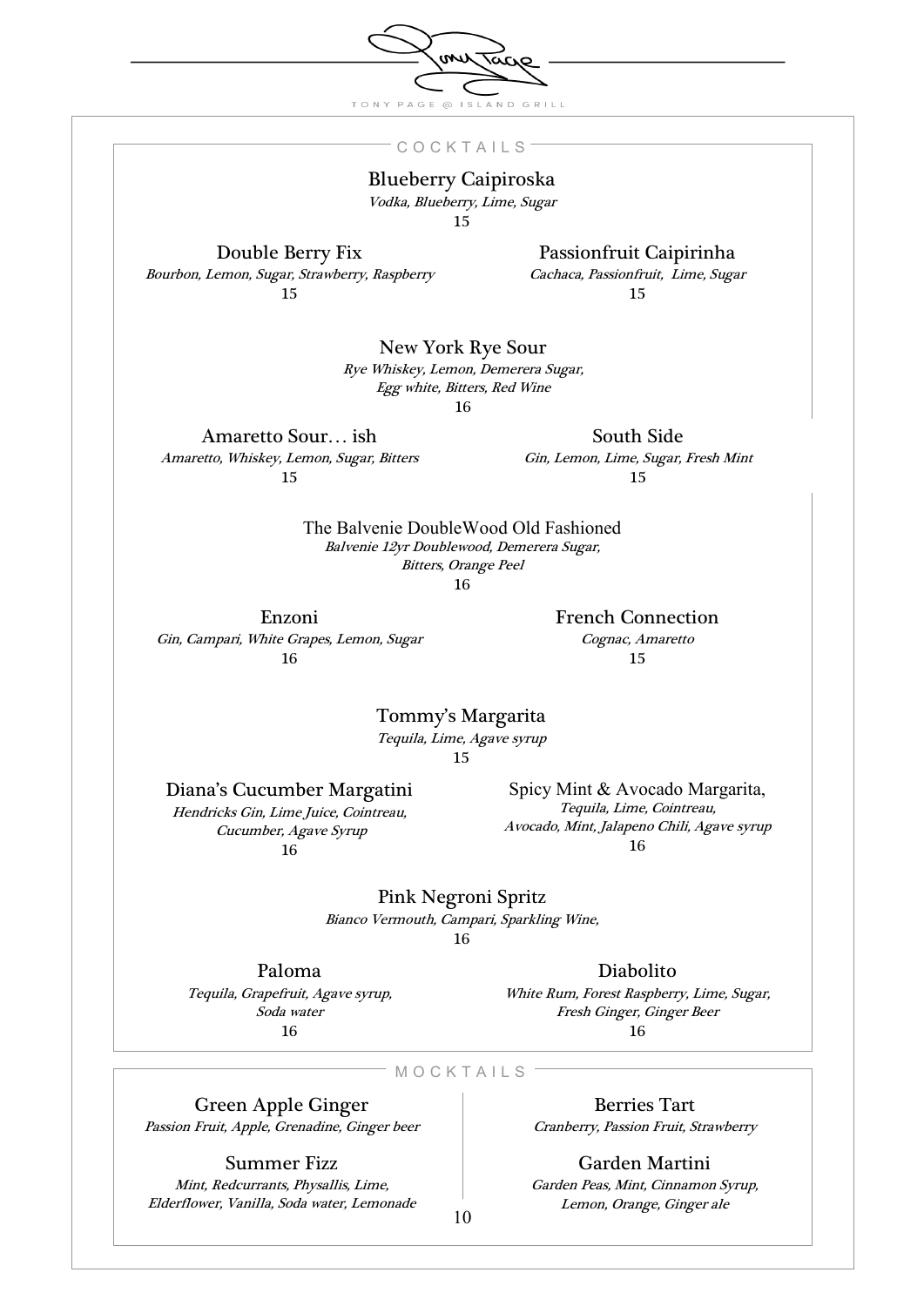TONY PAGE @ ISLAND GRILL

## COCKTAILS

### Blueberry Caipiroska
*Vodka, Blueberry, Lime, Sugar*
15

### Double Berry Fix
*Bourbon, Lemon, Sugar, Strawberry, Raspberry*
15

### Passionfruit Caipirinha
*Cachaca, Passionfruit, Lime, Sugar*
15

### New York Rye Sour
*Rye Whiskey, Lemon, Demerera Sugar, Egg white, Bitters, Red Wine*
16

### Amaretto Sour… ish
*Amaretto, Whiskey, Lemon, Sugar, Bitters*
15

### South Side
*Gin, Lemon, Lime, Sugar, Fresh Mint*
15

### The Balvenie DoubleWood Old Fashioned
*Balvenie 12yr Doublewood, Demerera Sugar, Bitters, Orange Peel*
16

### Enzoni
*Gin, Campari, White Grapes, Lemon, Sugar*
16

### French Connection
*Cognac, Amaretto*
15

### Tommy's Margarita
*Tequila, Lime, Agave syrup*
15

### Diana's Cucumber Margatini
*Hendricks Gin, Lime Juice, Cointreau, Cucumber, Agave Syrup*
16

### Spicy Mint & Avocado Margarita,
*Tequila, Lime, Cointreau, Avocado, Mint, Jalapeno Chili, Agave syrup*
16

### Pink Negroni Spritz
*Bianco Vermouth, Campari, Sparkling Wine,*
16

### Paloma
*Tequila, Grapefruit, Agave syrup, Soda water*
16

### Diabolito
*White Rum, Forest Raspberry, Lime, Sugar, Fresh Ginger, Ginger Beer*
16

## MOCKTAILS

### Green Apple Ginger
*Passion Fruit, Apple, Grenadine, Ginger beer*

### Summer Fizz
*Mint, Redcurrants, Physallis, Lime, Elderflower, Vanilla, Soda water, Lemonade*

### Berries Tart
*Cranberry, Passion Fruit, Strawberry*

### Garden Martini
*Garden Peas, Mint, Cinnamon Syrup, Lemon, Orange, Ginger ale*

10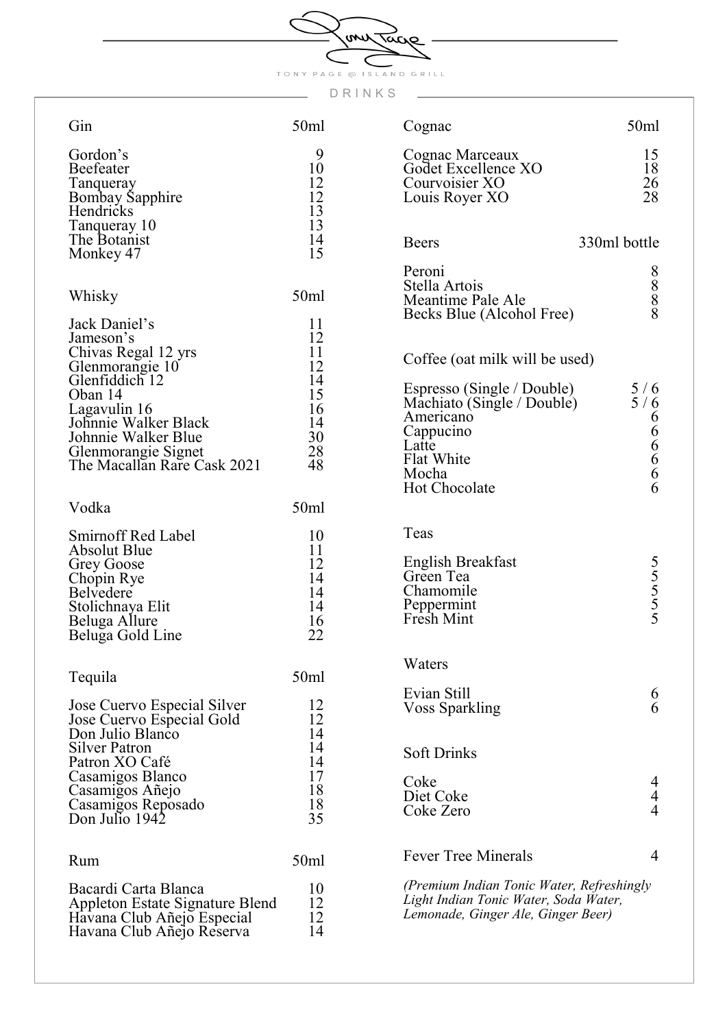TONY PAGE @ ISLAND GRILL

# DRINKS

| Gin | 50ml |
|---|---|
| Gordon's | 9 |
| Beefeater | 10 |
| Tanqueray | 12 |
| Bombay Sapphire | 12 |
| Hendricks | 13 |
| Tanqueray 10 | 13 |
| The Botanist | 14 |
| Monkey 47 | 15 |

| Whisky | 50ml |
|---|---|
| Jack Daniel's | 11 |
| Jameson's | 12 |
| Chivas Regal 12 yrs | 11 |
| Glenmorangie 10 | 12 |
| Glenfiddich 12 | 14 |
| Oban 14 | 15 |
| Lagavulin 16 | 16 |
| Johnnie Walker Black | 14 |
| Johnnie Walker Blue | 30 |
| Glenmorangie Signet | 28 |
| The Macallan Rare Cask 2021 | 48 |

| Vodka | 50ml |
|---|---|
| Smirnoff Red Label | 10 |
| Absolut Blue | 11 |
| Grey Goose | 12 |
| Chopin Rye | 14 |
| Belvedere | 14 |
| Stolichnaya Elit | 14 |
| Beluga Allure | 16 |
| Beluga Gold Line | 22 |

| Tequila | 50ml |
|---|---|
| Jose Cuervo Especial Silver | 12 |
| Jose Cuervo Especial Gold | 12 |
| Don Julio Blanco | 14 |
| Silver Patron | 14 |
| Patron XO Café | 14 |
| Casamigos Blanco | 17 |
| Casamigos Añejo | 18 |
| Casamigos Reposado | 18 |
| Don Julio 1942 | 35 |

| Rum | 50ml |
|---|---|
| Bacardi Carta Blanca | 10 |
| Appleton Estate Signature Blend | 12 |
| Havana Club Añejo Especial | 12 |
| Havana Club Añejo Reserva | 14 |

| Cognac | 50ml |
|---|---|
| Cognac Marceaux | 15 |
| Godet Excellence XO | 18 |
| Courvoisier XO | 26 |
| Louis Royer XO | 28 |

| Beers | 330ml bottle |
|---|---|
| Peroni | 8 |
| Stella Artois | 8 |
| Meantime Pale Ale | 8 |
| Becks Blue (Alcohol Free) | 8 |

| Coffee (oat milk will be used) | |
|---|---|
| Espresso (Single / Double) | 5 / 6 |
| Machiato (Single / Double) | 5 / 6 |
| Americano | 6 |
| Cappucino | 6 |
| Latte | 6 |
| Flat White | 6 |
| Mocha | 6 |
| Hot Chocolate | 6 |

| Teas | |
|---|---|
| English Breakfast | 5 |
| Green Tea | 5 |
| Chamomile | 5 |
| Peppermint | 5 |
| Fresh Mint | 5 |

| Waters | |
|---|---|
| Evian Still | 6 |
| Voss Sparkling | 6 |

| Soft Drinks | |
|---|---|
| Coke | 4 |
| Diet Coke | 4 |
| Coke Zero | 4 |

| Fever Tree Minerals | 4 |
|---|---|

*(Premium Indian Tonic Water, Refreshingly Light Indian Tonic Water, Soda Water, Lemonade, Ginger Ale, Ginger Beer)*